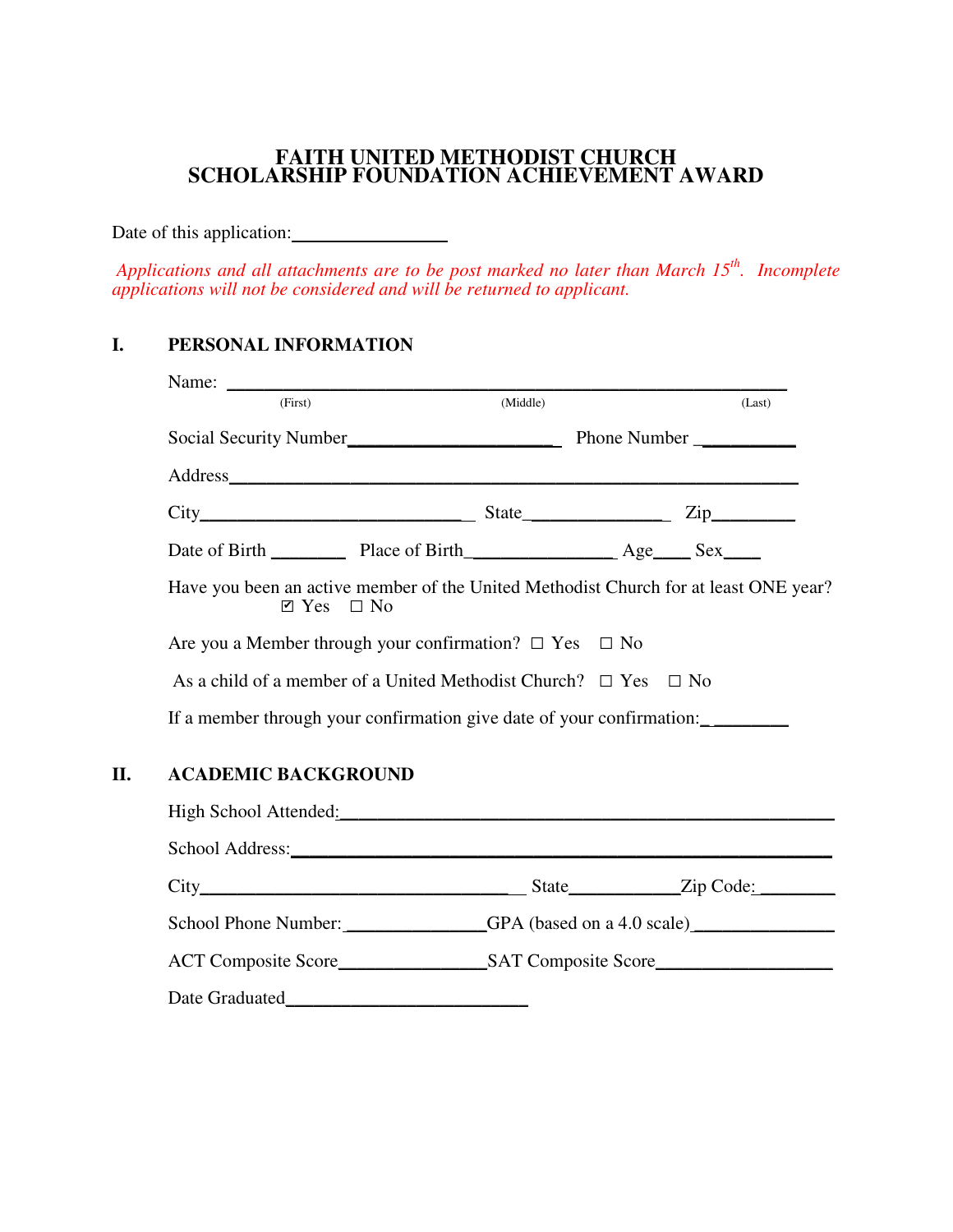# FAITH UNITED METHODIST CHURCH
# SCHOLARSHIP FOUNDATION ACHIEVEMENT AWARD

Date of this application:_________________

*Applications and all attachments are to be post marked no later than March 15th. Incomplete applications will not be considered and will be returned to applicant.*

## I. PERSONAL INFORMATION

Name: ______________________________________________________________
(First) (Middle) (Last)

Social Security Number______________________ Phone Number ___________

Address____________________________________________________________

City____________________________ State______________ Zip_________

Date of Birth ________ Place of Birth________________ Age____ Sex____

Have you been an active member of the United Methodist Church for at least ONE year?
☑ Yes ☐ No

Are you a Member through your confirmation? ☐ Yes ☐ No

As a child of a member of a United Methodist Church? ☐ Yes ☐ No

If a member through your confirmation give date of your confirmation:_ ________

## II. ACADEMIC BACKGROUND

High School Attended:______________________________________________________

School Address:___________________________________________________________

City__________________________________ State____________Zip Code: ________

School Phone Number:_______________GPA (based on a 4.0 scale)_______________

ACT Composite Score________________SAT Composite Score___________________

Date Graduated___________________________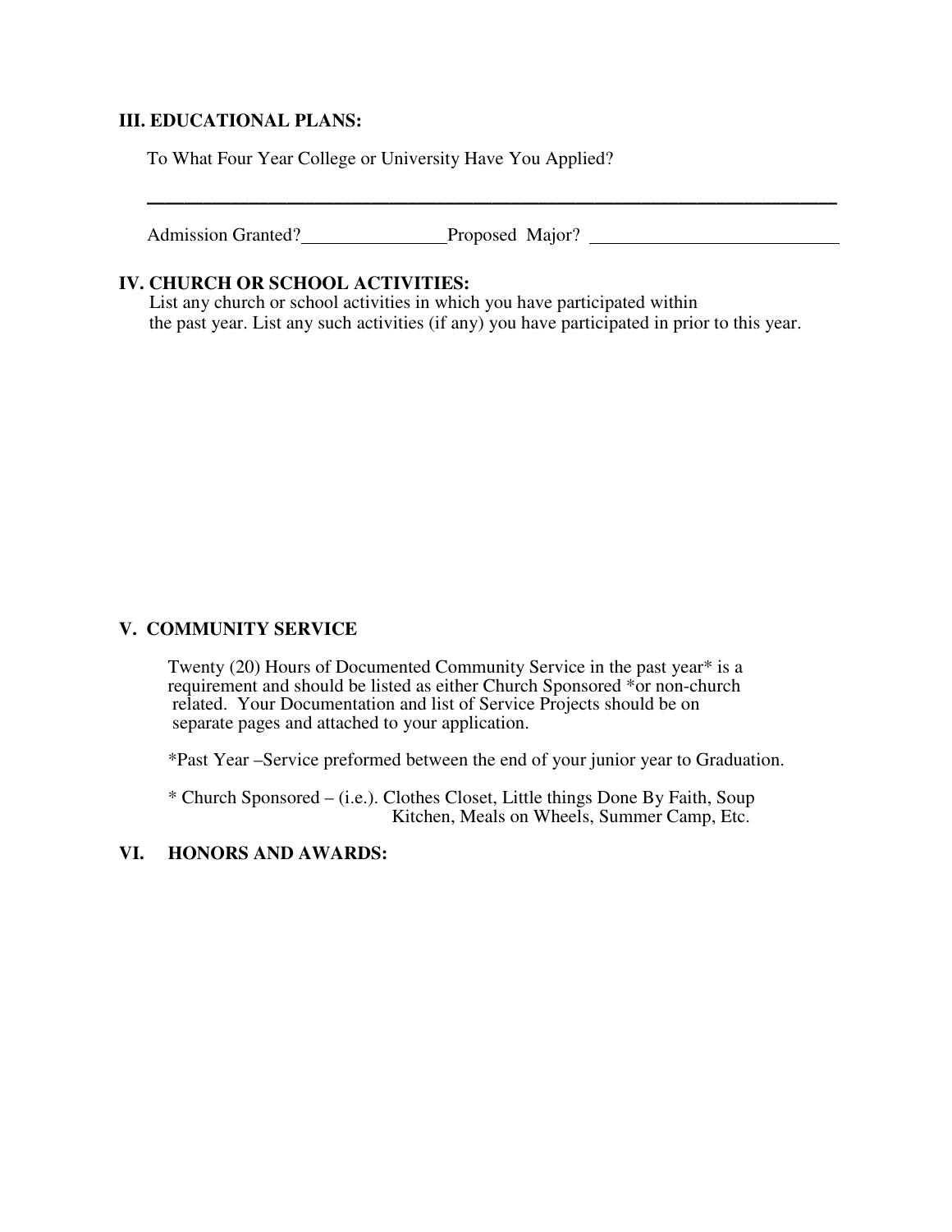## III. EDUCATIONAL PLANS:

To What Four Year College or University Have You Applied?

_______________________________________________________________________________

Admission Granted?________________Proposed Major? ___________________________

## IV. CHURCH OR SCHOOL ACTIVITIES:

List any church or school activities in which you have participated within the past year. List any such activities (if any) you have participated in prior to this year.

## V. COMMUNITY SERVICE

Twenty (20) Hours of Documented Community Service in the past year* is a requirement and should be listed as either Church Sponsored *or non-church related. Your Documentation and list of Service Projects should be on separate pages and attached to your application.

*Past Year –Service preformed between the end of your junior year to Graduation.

* Church Sponsored – (i.e.). Clothes Closet, Little things Done By Faith, Soup Kitchen, Meals on Wheels, Summer Camp, Etc.

## VI. HONORS AND AWARDS: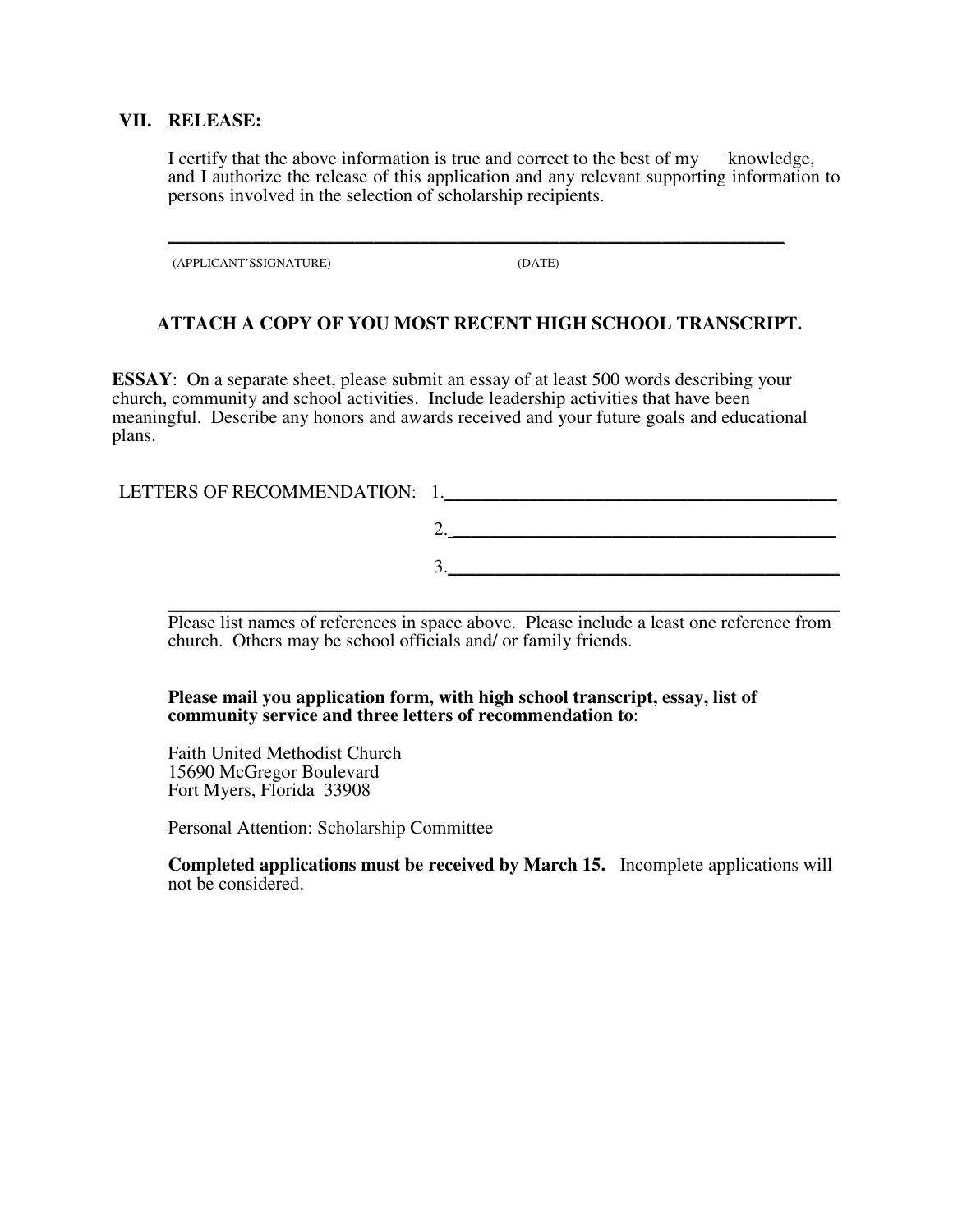## VII. RELEASE:

I certify that the above information is true and correct to the best of my knowledge, and I authorize the release of this application and any relevant supporting information to persons involved in the selection of scholarship recipients.

\_\_\_\_\_\_\_\_\_\_\_\_\_\_\_\_\_\_\_\_\_\_\_\_\_\_\_\_\_\_\_\_\_\_\_\_\_\_\_\_\_\_\_\_\_\_\_\_\_\_\_\_\_\_\_\_\_\_\_\_\_\_\_\_

(APPLICANT'SSIGNATURE) (DATE)

**ATTACH A COPY OF YOU MOST RECENT HIGH SCHOOL TRANSCRIPT.**

**ESSAY**: On a separate sheet, please submit an essay of at least 500 words describing your church, community and school activities. Include leadership activities that have been meaningful. Describe any honors and awards received and your future goals and educational plans.

LETTERS OF RECOMMENDATION: 1.\_\_\_\_\_\_\_\_\_\_\_\_\_\_\_\_\_\_\_\_\_\_\_\_\_\_\_\_\_\_\_\_\_\_\_\_\_\_\_\_

2.\_\_\_\_\_\_\_\_\_\_\_\_\_\_\_\_\_\_\_\_\_\_\_\_\_\_\_\_\_\_\_\_\_\_\_\_\_\_\_\_

3.\_\_\_\_\_\_\_\_\_\_\_\_\_\_\_\_\_\_\_\_\_\_\_\_\_\_\_\_\_\_\_\_\_\_\_\_\_\_\_\_

Please list names of references in space above. Please include a least one reference from church. Others may be school officials and/ or family friends.

**Please mail you application form, with high school transcript, essay, list of community service and three letters of recommendation to**:

Faith United Methodist Church
15690 McGregor Boulevard
Fort Myers, Florida 33908

Personal Attention: Scholarship Committee

**Completed applications must be received by March 15.** Incomplete applications will not be considered.